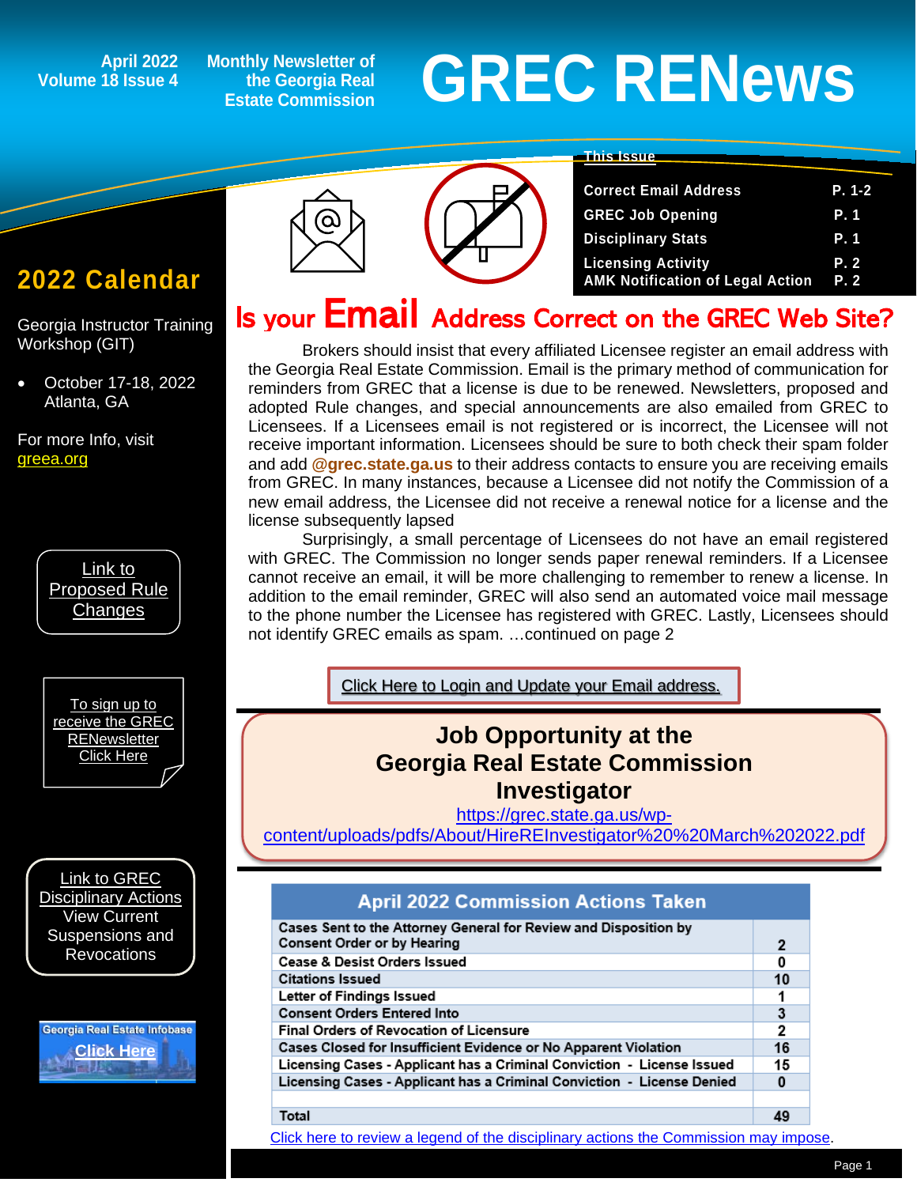# GREC RENews

April 2022
Volume 18 Issue 4

Monthly Newsletter of the Georgia Real Estate Commission

## This Issue

| | |
|---|---|
| Correct Email Address | P. 1-2 |
| GREC Job Opening | P. 1 |
| Disciplinary Stats | P. 1 |
| Licensing Activity | P. 2 |
| AMK Notification of Legal Action | P. 2 |

## 2022 Calendar

Georgia Instructor Training Workshop (GIT)

- October 17-18, 2022 Atlanta, GA

For more Info, visit greea.org

Link to Proposed Rule Changes

To sign up to receive the GREC RENewsletter Click Here

Link to GREC Disciplinary Actions View Current Suspensions and Revocations

Georgia Real Estate Infobase Click Here

## Is your Email Address Correct on the GREC Web Site?

Brokers should insist that every affiliated Licensee register an email address with the Georgia Real Estate Commission. Email is the primary method of communication for reminders from GREC that a license is due to be renewed. Newsletters, proposed and adopted Rule changes, and special announcements are also emailed from GREC to Licensees. If a Licensees email is not registered or is incorrect, the Licensee will not receive important information. Licensees should be sure to both check their spam folder and add **@grec.state.ga.us** to their address contacts to ensure you are receiving emails from GREC. In many instances, because a Licensee did not notify the Commission of a new email address, the Licensee did not receive a renewal notice for a license and the license subsequently lapsed

Surprisingly, a small percentage of Licensees do not have an email registered with GREC. The Commission no longer sends paper renewal reminders. If a Licensee cannot receive an email, it will be more challenging to remember to renew a license. In addition to the email reminder, GREC will also send an automated voice mail message to the phone number the Licensee has registered with GREC. Lastly, Licensees should not identify GREC emails as spam. …continued on page 2

Click Here to Login and Update your Email address.

## Job Opportunity at the Georgia Real Estate Commission Investigator

https://grec.state.ga.us/wp-content/uploads/pdfs/About/HireREInvestigator%20%20March%202022.pdf

| April 2022 Commission Actions Taken | |
|---|---|
| Cases Sent to the Attorney General for Review and Disposition by Consent Order or by Hearing | 2 |
| Cease & Desist Orders Issued | 0 |
| Citations Issued | 10 |
| Letter of Findings Issued | 1 |
| Consent Orders Entered Into | 3 |
| Final Orders of Revocation of Licensure | 2 |
| Cases Closed for Insufficient Evidence or No Apparent Violation | 16 |
| Licensing Cases - Applicant has a Criminal Conviction - License Issued | 15 |
| Licensing Cases - Applicant has a Criminal Conviction - License Denied | 0 |
| | |
| Total | 49 |

Click here to review a legend of the disciplinary actions the Commission may impose.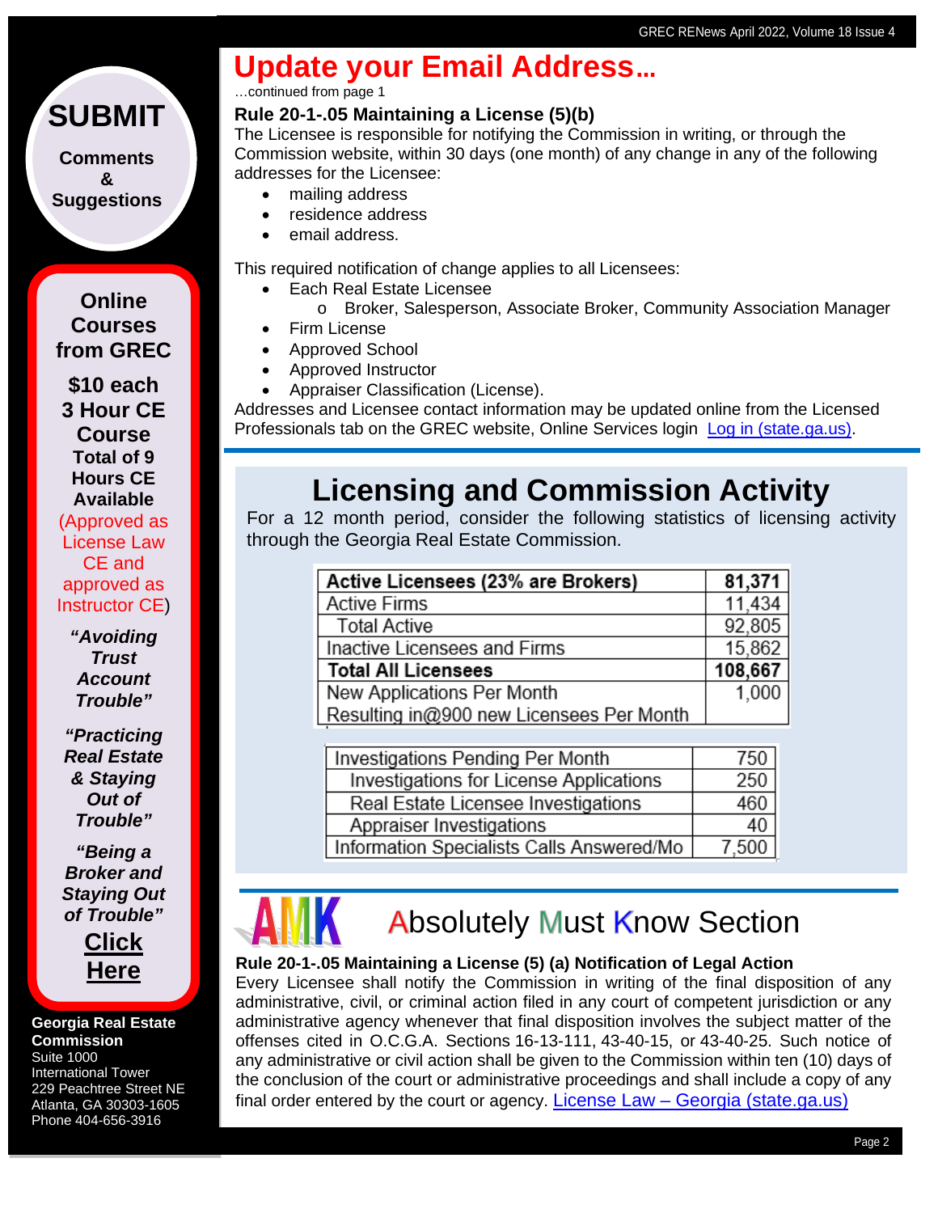# Update your Email Address…

…continued from page 1

**Rule 20-1-.05 Maintaining a License (5)(b)**

The Licensee is responsible for notifying the Commission in writing, or through the Commission website, within 30 days (one month) of any change in any of the following addresses for the Licensee:

- mailing address
- residence address
- email address.

This required notification of change applies to all Licensees:

- Each Real Estate Licensee
  - Broker, Salesperson, Associate Broker, Community Association Manager
- Firm License
- Approved School
- Approved Instructor
- Appraiser Classification (License).

Addresses and Licensee contact information may be updated online from the Licensed Professionals tab on the GREC website, Online Services login Log in (state.ga.us).

## Licensing and Commission Activity

For a 12 month period, consider the following statistics of licensing activity through the Georgia Real Estate Commission.

| | |
|---|---|
| **Active Licensees (23% are Brokers)** | **81,371** |
| Active Firms | 11,434 |
| Total Active | 92,805 |
| Inactive Licensees and Firms | 15,862 |
| **Total All Licensees** | **108,667** |
| New Applications Per Month<br>Resulting in@900 new Licensees Per Month | 1,000 |

| | |
|---|---|
| Investigations Pending Per Month | 750 |
| Investigations for License Applications | 250 |
| Real Estate Licensee Investigations | 460 |
| Appraiser Investigations | 40 |
| Information Specialists Calls Answered/Mo | 7,500 |

## AMK Absolutely Must Know Section

**Rule 20-1-.05 Maintaining a License (5) (a) Notification of Legal Action**

Every Licensee shall notify the Commission in writing of the final disposition of any administrative, civil, or criminal action filed in any court of competent jurisdiction or any administrative agency whenever that final disposition involves the subject matter of the offenses cited in O.C.G.A. Sections 16-13-111, 43-40-15, or 43-40-25. Such notice of any administrative or civil action shall be given to the Commission within ten (10) days of the conclusion of the court or administrative proceedings and shall include a copy of any final order entered by the court or agency. License Law – Georgia (state.ga.us)

---

**SUBMIT**

**Comments & Suggestions**

**Online Courses from GREC**

**$10 each**

**3 Hour CE Course**

**Total of 9 Hours CE Available**

(Approved as License Law CE and approved as Instructor CE)

***"Avoiding Trust Account Trouble"***

***"Practicing Real Estate & Staying Out of Trouble"***

***"Being a Broker and Staying Out of Trouble"***

**Click Here**

**Georgia Real Estate Commission**
Suite 1000
International Tower
229 Peachtree Street NE
Atlanta, GA 30303-1605
Phone 404-656-3916